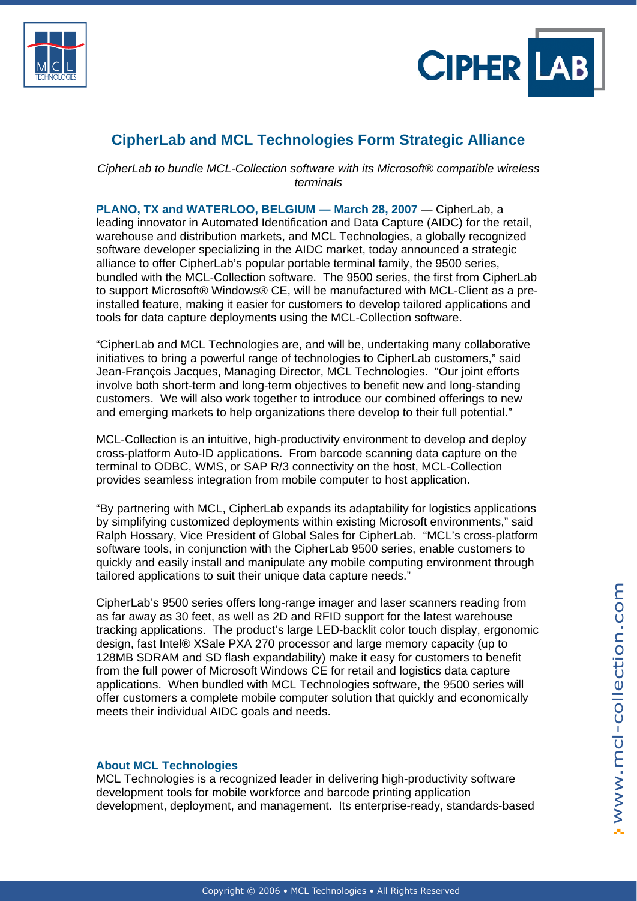# CipherLab and MCL Technologies Form Strategic Alliance

*CipherLab to bundle MCL-Collection software with its Microsoft® compatible wireless terminals*

**PLANO, TX and WATERLOO, BELGIUM — March 28, 2007** — CipherLab, a leading innovator in Automated Identification and Data Capture (AIDC) for the retail, warehouse and distribution markets, and MCL Technologies, a globally recognized software developer specializing in the AIDC market, today announced a strategic alliance to offer CipherLab's popular portable terminal family, the 9500 series, bundled with the MCL-Collection software. The 9500 series, the first from CipherLab to support Microsoft® Windows® CE, will be manufactured with MCL-Client as a pre-installed feature, making it easier for customers to develop tailored applications and tools for data capture deployments using the MCL-Collection software.

"CipherLab and MCL Technologies are, and will be, undertaking many collaborative initiatives to bring a powerful range of technologies to CipherLab customers," said Jean-François Jacques, Managing Director, MCL Technologies. "Our joint efforts involve both short-term and long-term objectives to benefit new and long-standing customers. We will also work together to introduce our combined offerings to new and emerging markets to help organizations there develop to their full potential."

MCL-Collection is an intuitive, high-productivity environment to develop and deploy cross-platform Auto-ID applications. From barcode scanning data capture on the terminal to ODBC, WMS, or SAP R/3 connectivity on the host, MCL-Collection provides seamless integration from mobile computer to host application.

"By partnering with MCL, CipherLab expands its adaptability for logistics applications by simplifying customized deployments within existing Microsoft environments," said Ralph Hossary, Vice President of Global Sales for CipherLab. "MCL's cross-platform software tools, in conjunction with the CipherLab 9500 series, enable customers to quickly and easily install and manipulate any mobile computing environment through tailored applications to suit their unique data capture needs."

CipherLab's 9500 series offers long-range imager and laser scanners reading from as far away as 30 feet, as well as 2D and RFID support for the latest warehouse tracking applications. The product's large LED-backlit color touch display, ergonomic design, fast Intel® XSale PXA 270 processor and large memory capacity (up to 128MB SDRAM and SD flash expandability) make it easy for customers to benefit from the full power of Microsoft Windows CE for retail and logistics data capture applications. When bundled with MCL Technologies software, the 9500 series will offer customers a complete mobile computer solution that quickly and economically meets their individual AIDC goals and needs.

## About MCL Technologies

MCL Technologies is a recognized leader in delivering high-productivity software development tools for mobile workforce and barcode printing application development, deployment, and management. Its enterprise-ready, standards-based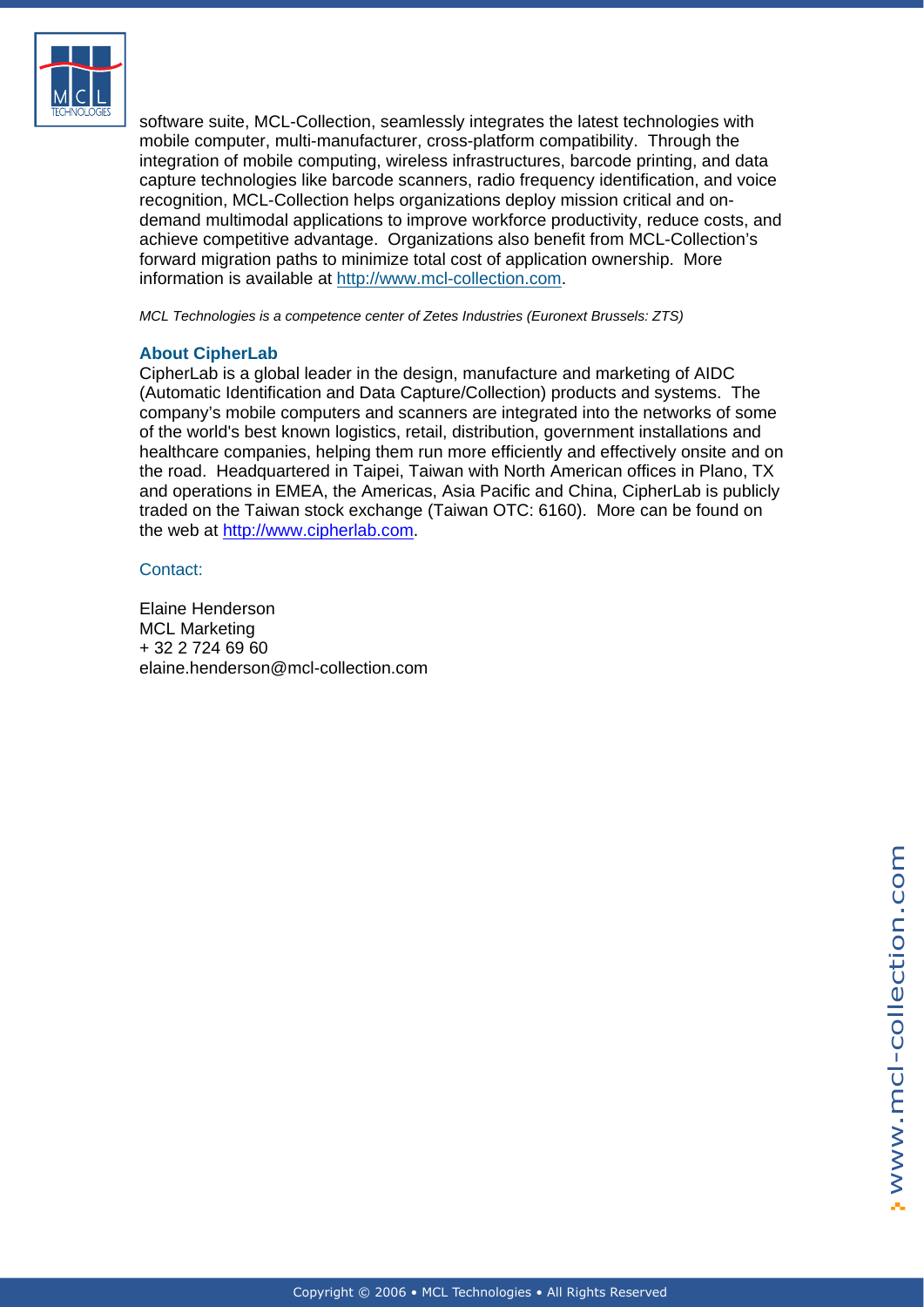software suite, MCL-Collection, seamlessly integrates the latest technologies with mobile computer, multi-manufacturer, cross-platform compatibility. Through the integration of mobile computing, wireless infrastructures, barcode printing, and data capture technologies like barcode scanners, radio frequency identification, and voice recognition, MCL-Collection helps organizations deploy mission critical and on-demand multimodal applications to improve workforce productivity, reduce costs, and achieve competitive advantage. Organizations also benefit from MCL-Collection's forward migration paths to minimize total cost of application ownership. More information is available at http://www.mcl-collection.com.

*MCL Technologies is a competence center of Zetes Industries (Euronext Brussels: ZTS)*

**About CipherLab**

CipherLab is a global leader in the design, manufacture and marketing of AIDC (Automatic Identification and Data Capture/Collection) products and systems. The company's mobile computers and scanners are integrated into the networks of some of the world's best known logistics, retail, distribution, government installations and healthcare companies, helping them run more efficiently and effectively onsite and on the road. Headquartered in Taipei, Taiwan with North American offices in Plano, TX and operations in EMEA, the Americas, Asia Pacific and China, CipherLab is publicly traded on the Taiwan stock exchange (Taiwan OTC: 6160). More can be found on the web at http://www.cipherlab.com.

Contact:

Elaine Henderson
MCL Marketing
+ 32 2 724 69 60
elaine.henderson@mcl-collection.com